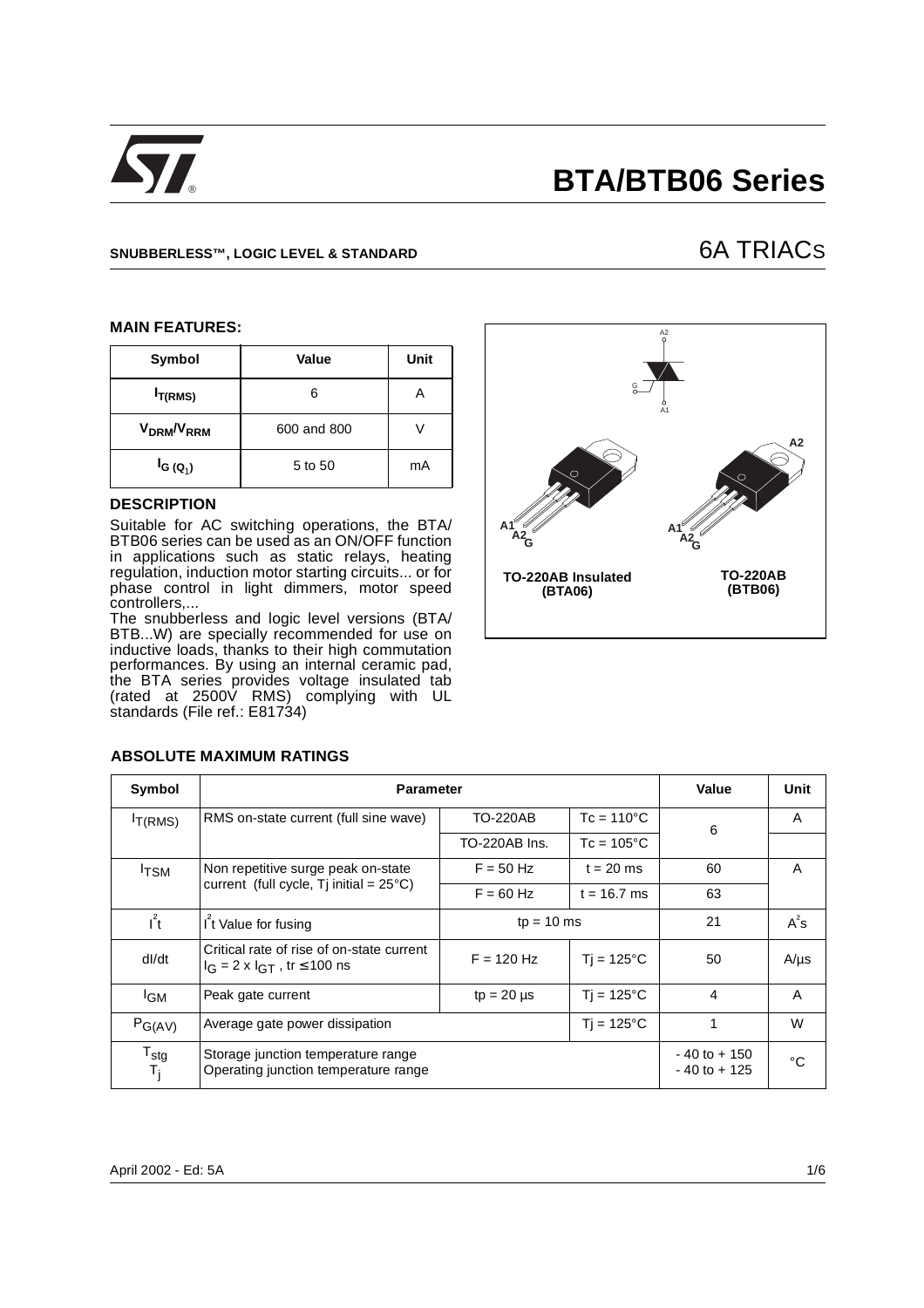# BTA/BTB06 Series

**SNUBBERLESS™, LOGIC LEVEL & STANDARD**

## 6A TRIACS

### MAIN FEATURES:

| Symbol | Value | Unit |
|---|---|---|
| $I_{T(RMS)}$ | 6 | A |
| $V_{DRM}/V_{RRM}$ | 600 and 800 | V |
| $I_{G\,(Q_1)}$ | 5 to 50 | mA |

### DESCRIPTION

Suitable for AC switching operations, the BTA/BTB06 series can be used as an ON/OFF function in applications such as static relays, heating regulation, induction motor starting circuits... or for phase control in light dimmers, motor speed controllers,...

The snubberless and logic level versions (BTA/BTB...W) are specially recommended for use on inductive loads, thanks to their high commutation performances. By using an internal ceramic pad, the BTA series provides voltage insulated tab (rated at 2500V RMS) complying with UL standards (File ref.: E81734)

TO-220AB Insulated (BTA06)

TO-220AB (BTB06)

### ABSOLUTE MAXIMUM RATINGS

| Symbol | Parameter | | | Value | Unit |
|---|---|---|---|---|---|
| $I_{T(RMS)}$ | RMS on-state current (full sine wave) | TO-220AB | Tc = 110°C | 6 | A |
| | | TO-220AB Ins. | Tc = 105°C | | |
| $I_{TSM}$ | Non repetitive surge peak on-state current (full cycle, Tj initial = 25°C) | F = 50 Hz | t = 20 ms | 60 | A |
| | | F = 60 Hz | t = 16.7 ms | 63 | |
| $I^2t$ | $I^2t$ Value for fusing | tp = 10 ms | | 21 | $A^2s$ |
| dI/dt | Critical rate of rise of on-state current $I_G = 2 \times I_{GT}$, tr ≤ 100 ns | F = 120 Hz | Tj = 125°C | 50 | A/µs |
| $I_{GM}$ | Peak gate current | tp = 20 µs | Tj = 125°C | 4 | A |
| $P_{G(AV)}$ | Average gate power dissipation | | Tj = 125°C | 1 | W |
| $T_{stg}$<br>$T_j$ | Storage junction temperature range<br>Operating junction temperature range | | | - 40 to + 150<br>- 40 to + 125 | °C |

April 2002 - Ed: 5A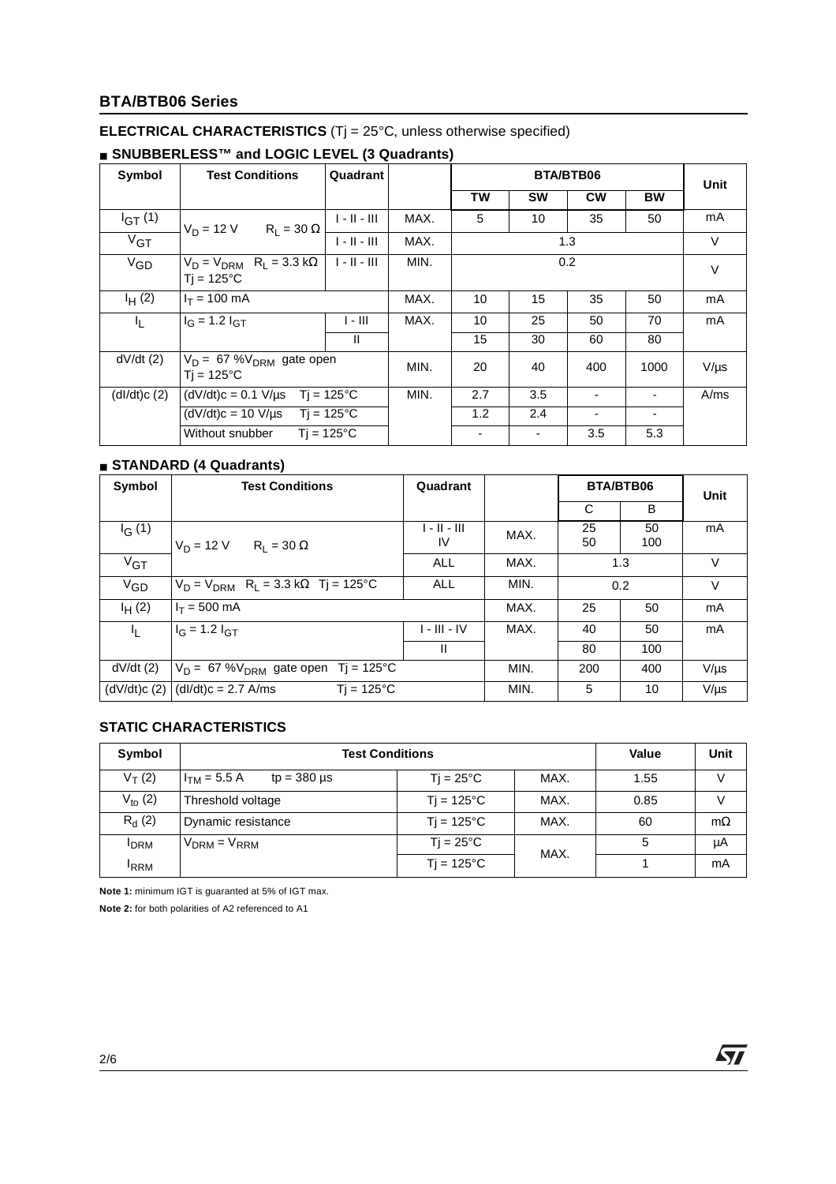## ELECTRICAL CHARACTERISTICS ($T_j$ = 25°C, unless otherwise specified)

### ■ SNUBBERLESS™ and LOGIC LEVEL (3 Quadrants)

| Symbol | Test Conditions | Quadrant | | BTA/BTB06 | | | | Unit |
|---|---|---|---|---|---|---|---|---|
| | | | | TW | SW | CW | BW | |
| $I_{GT}$ (1) | $V_D$ = 12 V $R_L$ = 30 Ω | I - II - III | MAX. | 5 | 10 | 35 | 50 | mA |
| $V_{GT}$ | | I - II - III | MAX. | 1.3 | | | | V |
| $V_{GD}$ | $V_D = V_{DRM}$ $R_L$ = 3.3 kΩ $T_j$ = 125°C | I - II - III | MIN. | 0.2 | | | | V |
| $I_H$ (2) | $I_T$ = 100 mA | | MAX. | 10 | 15 | 35 | 50 | mA |
| $I_L$ | $I_G$ = 1.2 $I_{GT}$ | I - III | MAX. | 10 | 25 | 50 | 70 | mA |
| | | II | | 15 | 30 | 60 | 80 | |
| dV/dt (2) | $V_D$ = 67 %$V_{DRM}$ gate open $T_j$ = 125°C | | MIN. | 20 | 40 | 400 | 1000 | V/µs |
| (dI/dt)c (2) | (dV/dt)c = 0.1 V/µs $T_j$ = 125°C | | MIN. | 2.7 | 3.5 | - | - | A/ms |
| | (dV/dt)c = 10 V/µs $T_j$ = 125°C | | | 1.2 | 2.4 | - | - | |
| | Without snubber $T_j$ = 125°C | | | - | - | 3.5 | 5.3 | |

### ■ STANDARD (4 Quadrants)

| Symbol | Test Conditions | Quadrant | | BTA/BTB06 | | Unit |
|---|---|---|---|---|---|---|
| | | | | C | B | |
| $I_G$ (1) | $V_D$ = 12 V $R_L$ = 30 Ω | I - II - III<br>IV | MAX. | 25<br>50 | 50<br>100 | mA |
| $V_{GT}$ | | ALL | MAX. | 1.3 | | V |
| $V_{GD}$ | $V_D = V_{DRM}$ $R_L$ = 3.3 kΩ $T_j$ = 125°C | ALL | MIN. | 0.2 | | V |
| $I_H$ (2) | $I_T$ = 500 mA | | MAX. | 25 | 50 | mA |
| $I_L$ | $I_G$ = 1.2 $I_{GT}$ | I - III - IV | MAX. | 40 | 50 | mA |
| | | II | | 80 | 100 | |
| dV/dt (2) | $V_D$ = 67 %$V_{DRM}$ gate open $T_j$ = 125°C | | MIN. | 200 | 400 | V/µs |
| (dV/dt)c (2) | (dI/dt)c = 2.7 A/ms $T_j$ = 125°C | | MIN. | 5 | 10 | V/µs |

## STATIC CHARACTERISTICS

| Symbol | Test Conditions | | | Value | Unit |
|---|---|---|---|---|---|
| $V_T$ (2) | $I_{TM}$ = 5.5 A tp = 380 µs | $T_j$ = 25°C | MAX. | 1.55 | V |
| $V_{to}$ (2) | Threshold voltage | $T_j$ = 125°C | MAX. | 0.85 | V |
| $R_d$ (2) | Dynamic resistance | $T_j$ = 125°C | MAX. | 60 | mΩ |
| $I_{DRM}$ | $V_{DRM} = V_{RRM}$ | $T_j$ = 25°C | MAX. | 5 | µA |
| $I_{RRM}$ | | $T_j$ = 125°C | | 1 | mA |

**Note 1:** minimum IGT is guaranted at 5% of IGT max.

**Note 2:** for both polarities of A2 referenced to A1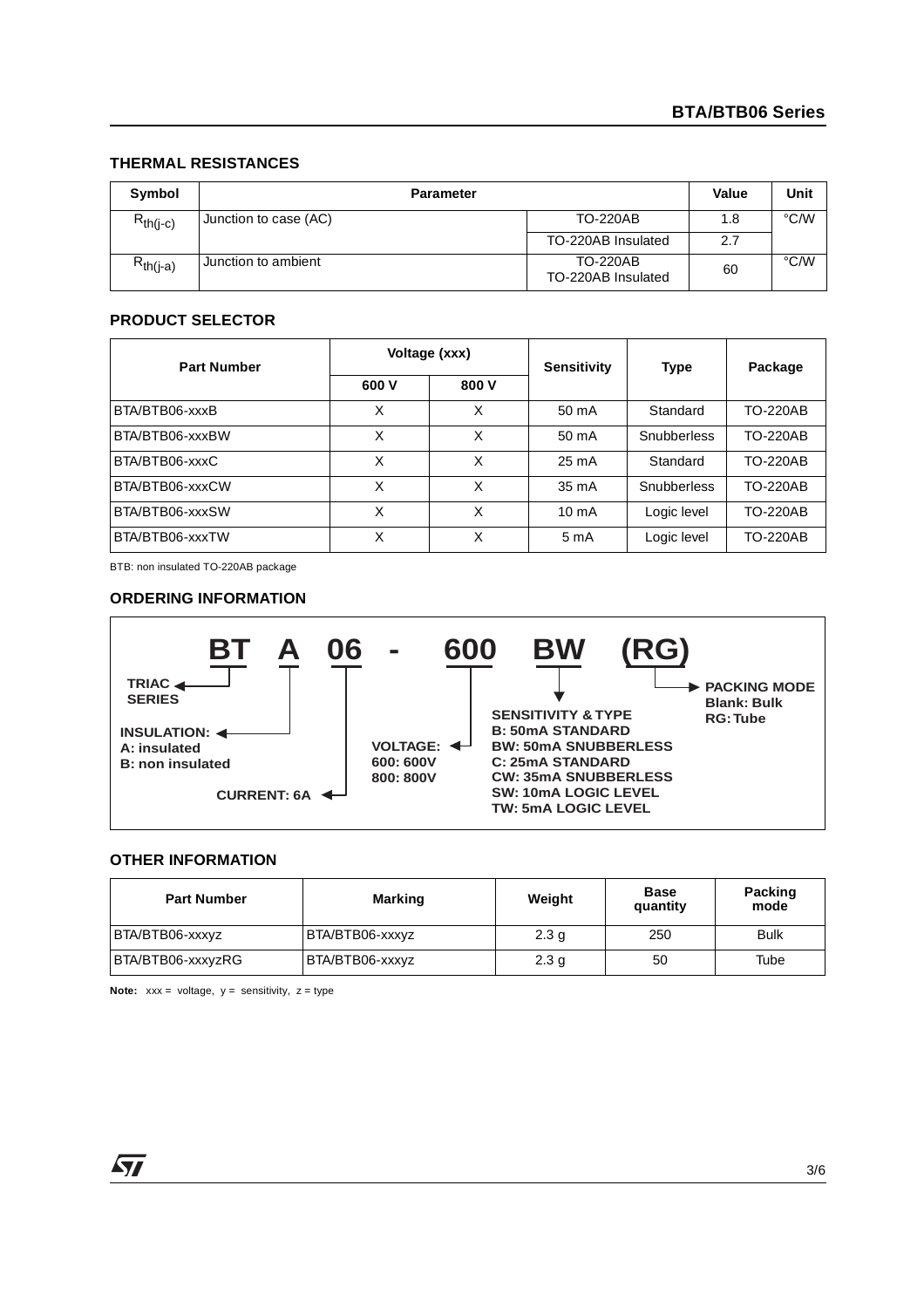## THERMAL RESISTANCES

| Symbol | Parameter | | Value | Unit |
|---|---|---|---|---|
| $R_{th(j-c)}$ | Junction to case (AC) | TO-220AB | 1.8 | °C/W |
| | | TO-220AB Insulated | 2.7 | |
| $R_{th(j-a)}$ | Junction to ambient | TO-220AB<br>TO-220AB Insulated | 60 | °C/W |

## PRODUCT SELECTOR

| Part Number | Voltage (xxx) | | Sensitivity | Type | Package |
|---|---|---|---|---|---|
| | 600 V | 800 V | | | |
| BTA/BTB06-xxxB | X | X | 50 mA | Standard | TO-220AB |
| BTA/BTB06-xxxBW | X | X | 50 mA | Snubberless | TO-220AB |
| BTA/BTB06-xxxC | X | X | 25 mA | Standard | TO-220AB |
| BTA/BTB06-xxxCW | X | X | 35 mA | Snubberless | TO-220AB |
| BTA/BTB06-xxxSW | X | X | 10 mA | Logic level | TO-220AB |
| BTA/BTB06-xxxTW | X | X | 5 mA | Logic level | TO-220AB |

BTB: non insulated TO-220AB package

## ORDERING INFORMATION

**BT A 06 - 600 BW (RG)**

- **BT** → **TRIAC SERIES**
- **A** → **INSULATION:**
  - **A: insulated**
  - **B: non insulated**
- **06** → **CURRENT: 6A**
- **600** → **VOLTAGE:**
  - **600: 600V**
  - **800: 800V**
- **BW** → **SENSITIVITY & TYPE**
  - **B: 50mA STANDARD**
  - **BW: 50mA SNUBBERLESS**
  - **C: 25mA STANDARD**
  - **CW: 35mA SNUBBERLESS**
  - **SW: 10mA LOGIC LEVEL**
  - **TW: 5mA LOGIC LEVEL**
- **(RG)** → **PACKING MODE**
  - **Blank: Bulk**
  - **RG: Tube**

## OTHER INFORMATION

| Part Number | Marking | Weight | Base quantity | Packing mode |
|---|---|---|---|---|
| BTA/BTB06-xxxyz | BTA/BTB06-xxxyz | 2.3 g | 250 | Bulk |
| BTA/BTB06-xxxyzRG | BTA/BTB06-xxxyz | 2.3 g | 50 | Tube |

**Note:** xxx = voltage, y = sensitivity, z = type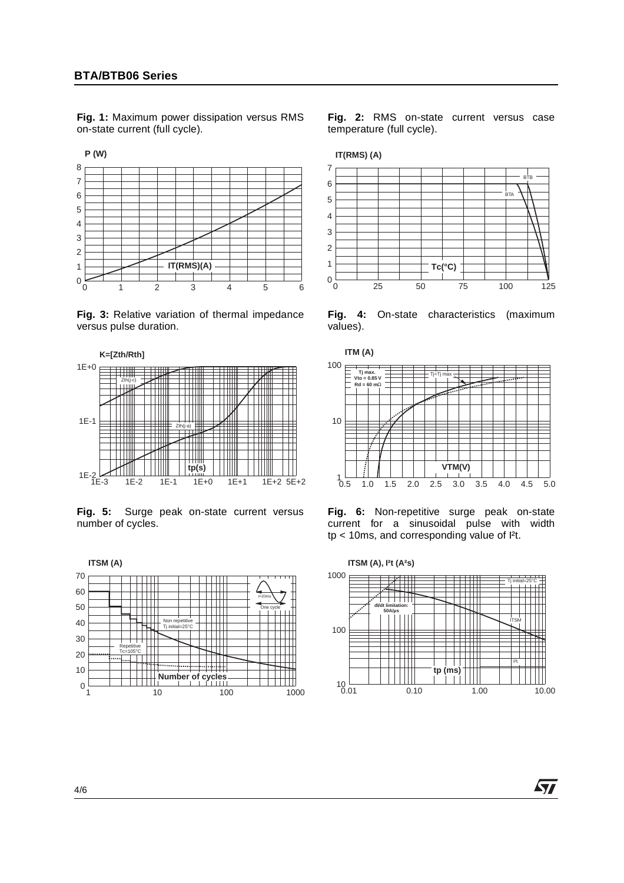**Fig. 1:** Maximum power dissipation versus RMS on-state current (full cycle).

P (W)

IT(RMS)(A)

**Fig. 2:** RMS on-state current versus case temperature (full cycle).

IT(RMS) (A)

BTB

BTA

Tc(°C)

**Fig. 3:** Relative variation of thermal impedance versus pulse duration.

K=[Zth/Rth]

Zth(j-c)

Zth(j-a)

tp(s)

**Fig. 4:** On-state characteristics (maximum values).

ITM (A)

Tj max.
Vto = 0.85 V
Rd = 60 mΩ

Tj=Tj max

VTM(V)

**Fig. 5:** Surge peak on-state current versus number of cycles.

ITSM (A)

t=20ms

One cycle

Non repetitive
Tj initial=25°C

Repetitive
Tc=105°C

Number of cycles

**Fig. 6:** Non-repetitive surge peak on-state current for a sinusoidal pulse with width tp < 10ms, and corresponding value of I²t.

ITSM (A), I²t (A²s)

Tj initial=25°C

dI/dt limitation:
50A/µs

ITSM

I²t

tp (ms)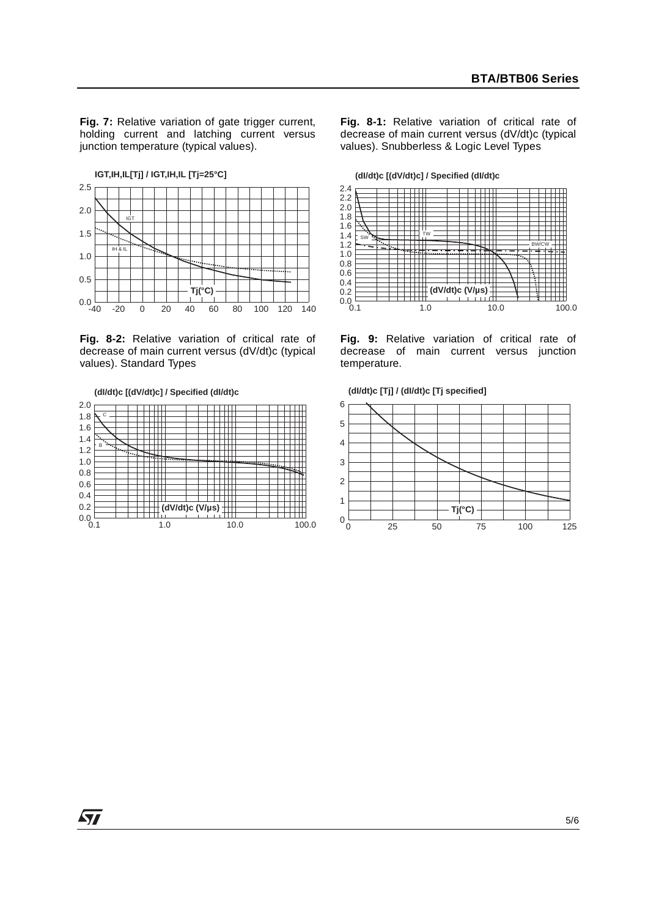**Fig. 7:** Relative variation of gate trigger current, holding current and latching current versus junction temperature (typical values).

IGT,IH,IL[Tj] / IGT,IH,IL [Tj=25°C]

**Fig. 8-1:** Relative variation of critical rate of decrease of main current versus (dV/dt)c (typical values). Snubberless & Logic Level Types

(dI/dt)c [(dV/dt)c] / Specified (dI/dt)c

**Fig. 8-2:** Relative variation of critical rate of decrease of main current versus (dV/dt)c (typical values). Standard Types

(dI/dt)c [(dV/dt)c] / Specified (dI/dt)c

**Fig. 9:** Relative variation of critical rate of decrease of main current versus junction temperature.

(dI/dt)c [Tj] / (dI/dt)c [Tj specified]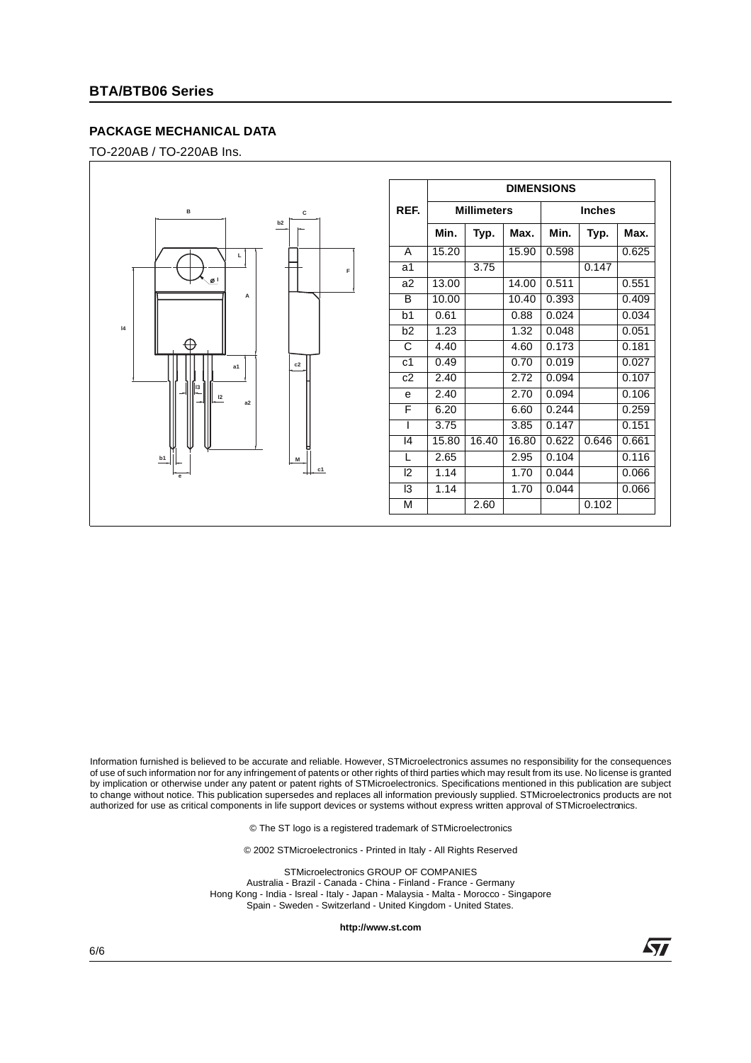## PACKAGE MECHANICAL DATA

TO-220AB / TO-220AB Ins.

B

C

b2

L

F

A

l4

a1

c2

l3

l2

a2

b1

M

c1

e

| REF. | DIMENSIONS | | | | | |
|---|---|---|---|---|---|---|
| | Millimeters | | | Inches | | |
| | Min. | Typ. | Max. | Min. | Typ. | Max. |
| A | 15.20 | | 15.90 | 0.598 | | 0.625 |
| a1 | | 3.75 | | | 0.147 | |
| a2 | 13.00 | | 14.00 | 0.511 | | 0.551 |
| B | 10.00 | | 10.40 | 0.393 | | 0.409 |
| b1 | 0.61 | | 0.88 | 0.024 | | 0.034 |
| b2 | 1.23 | | 1.32 | 0.048 | | 0.051 |
| C | 4.40 | | 4.60 | 0.173 | | 0.181 |
| c1 | 0.49 | | 0.70 | 0.019 | | 0.027 |
| c2 | 2.40 | | 2.72 | 0.094 | | 0.107 |
| e | 2.40 | | 2.70 | 0.094 | | 0.106 |
| F | 6.20 | | 6.60 | 0.244 | | 0.259 |
| I | 3.75 | | 3.85 | 0.147 | | 0.151 |
| l4 | 15.80 | 16.40 | 16.80 | 0.622 | 0.646 | 0.661 |
| L | 2.65 | | 2.95 | 0.104 | | 0.116 |
| l2 | 1.14 | | 1.70 | 0.044 | | 0.066 |
| l3 | 1.14 | | 1.70 | 0.044 | | 0.066 |
| M | | 2.60 | | | 0.102 | |

Information furnished is believed to be accurate and reliable. However, STMicroelectronics assumes no responsibility for the consequences of use of such information nor for any infringement of patents or other rights of third parties which may result from its use. No license is granted by implication or otherwise under any patent or patent rights of STMicroelectronics. Specifications mentioned in this publication are subject to change without notice. This publication supersedes and replaces all information previously supplied. STMicroelectronics products are not authorized for use as critical components in life support devices or systems without express written approval of STMicroelectronics.

© The ST logo is a registered trademark of STMicroelectronics

© 2002 STMicroelectronics - Printed in Italy - All Rights Reserved

STMicroelectronics GROUP OF COMPANIES
Australia - Brazil - Canada - China - Finland - France - Germany
Hong Kong - India - Isreal - Italy - Japan - Malaysia - Malta - Morocco - Singapore
Spain - Sweden - Switzerland - United Kingdom - United States.

**http://www.st.com**